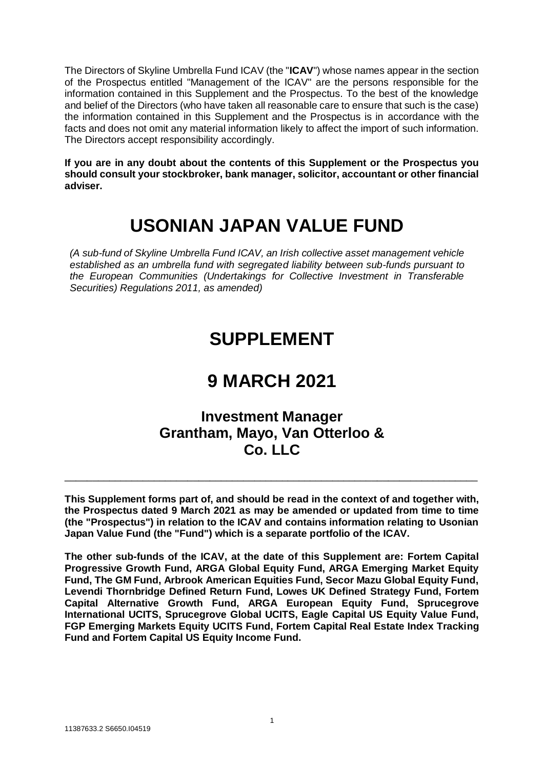The Directors of Skyline Umbrella Fund ICAV (the "**ICAV**") whose names appear in the section of the Prospectus entitled "Management of the ICAV" are the persons responsible for the information contained in this Supplement and the Prospectus. To the best of the knowledge and belief of the Directors (who have taken all reasonable care to ensure that such is the case) the information contained in this Supplement and the Prospectus is in accordance with the facts and does not omit any material information likely to affect the import of such information. The Directors accept responsibility accordingly.

**If you are in any doubt about the contents of this Supplement or the Prospectus you should consult your stockbroker, bank manager, solicitor, accountant or other financial adviser.**

# USONIAN JAPAN VALUE FUND

*(A sub-fund of Skyline Umbrella Fund ICAV, an Irish collective asset management vehicle established as an umbrella fund with segregated liability between sub-funds pursuant to the European Communities (Undertakings for Collective Investment in Transferable Securities) Regulations 2011, as amended)*

# SUPPLEMENT

# 9 MARCH 2021

## Investment Manager Grantham, Mayo, Van Otterloo & Co. LLC

---

**This Supplement forms part of, and should be read in the context of and together with, the Prospectus dated 9 March 2021 as may be amended or updated from time to time (the "Prospectus") in relation to the ICAV and contains information relating to Usonian Japan Value Fund (the "Fund") which is a separate portfolio of the ICAV.**

**The other sub-funds of the ICAV, at the date of this Supplement are: Fortem Capital Progressive Growth Fund, ARGA Global Equity Fund, ARGA Emerging Market Equity Fund, The GM Fund, Arbrook American Equities Fund, Secor Mazu Global Equity Fund, Levendi Thornbridge Defined Return Fund, Lowes UK Defined Strategy Fund, Fortem Capital Alternative Growth Fund, ARGA European Equity Fund, Sprucegrove International UCITS, Sprucegrove Global UCITS, Eagle Capital US Equity Value Fund, FGP Emerging Markets Equity UCITS Fund, Fortem Capital Real Estate Index Tracking Fund and Fortem Capital US Equity Income Fund.**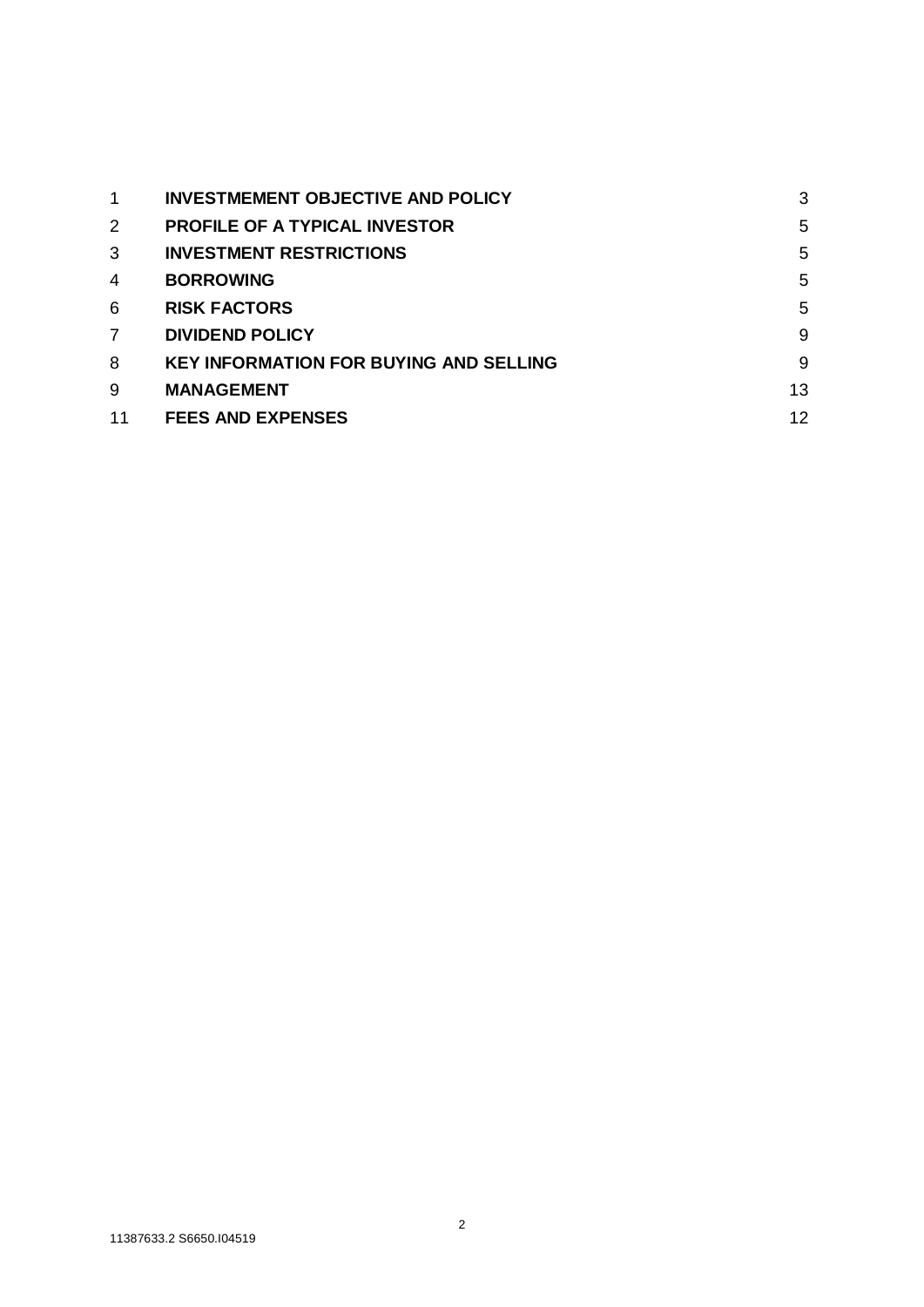| | | |
|---|---|---|
| 1 | **INVESTMEMENT OBJECTIVE AND POLICY** | 3 |
| 2 | **PROFILE OF A TYPICAL INVESTOR** | 5 |
| 3 | **INVESTMENT RESTRICTIONS** | 5 |
| 4 | **BORROWING** | 5 |
| 6 | **RISK FACTORS** | 5 |
| 7 | **DIVIDEND POLICY** | 9 |
| 8 | **KEY INFORMATION FOR BUYING AND SELLING** | 9 |
| 9 | **MANAGEMENT** | 13 |
| 11 | **FEES AND EXPENSES** | 12 |

11387633.2 S6650.I04519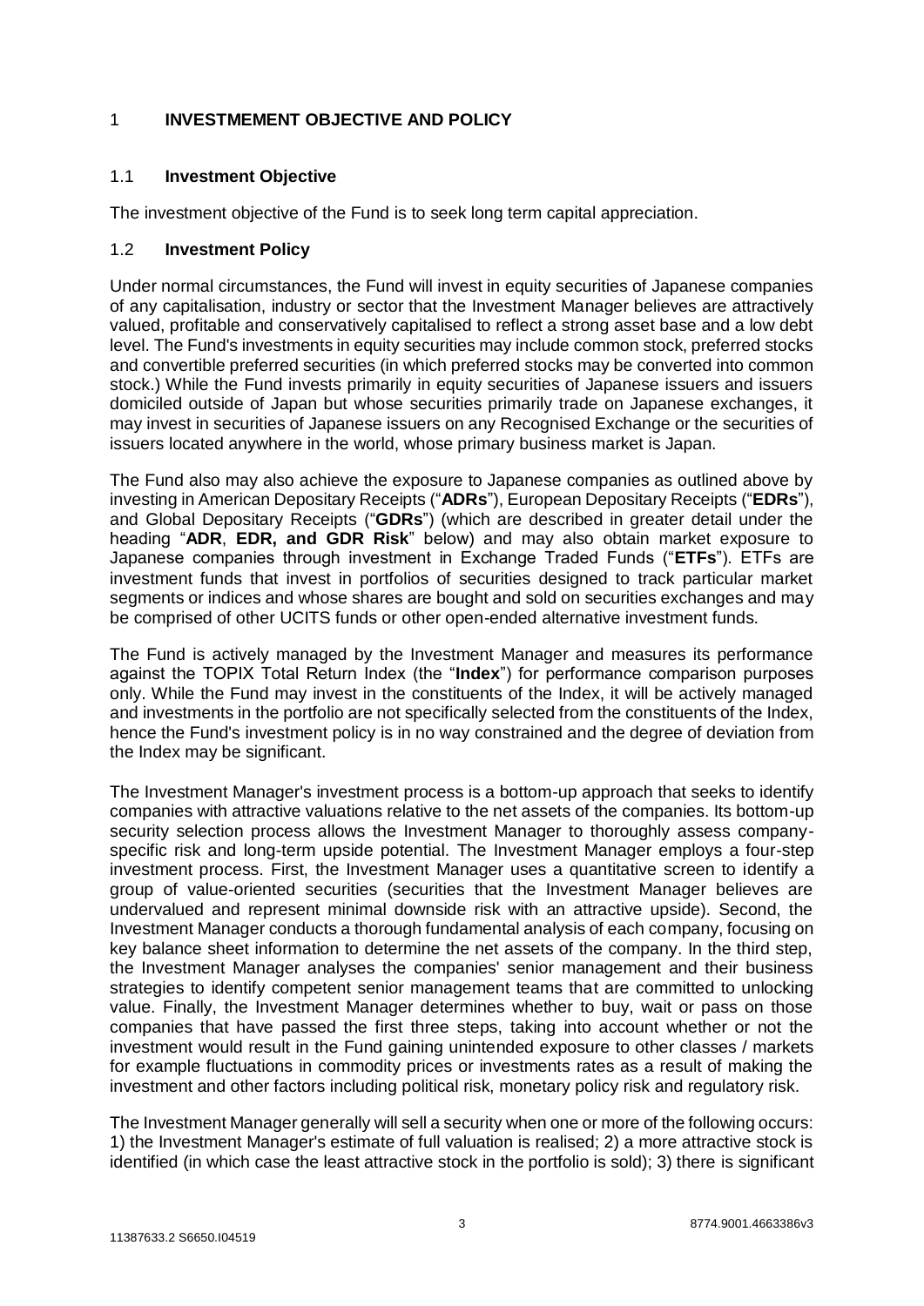## 1 INVESTMEMENT OBJECTIVE AND POLICY

### 1.1 Investment Objective

The investment objective of the Fund is to seek long term capital appreciation.

### 1.2 Investment Policy

Under normal circumstances, the Fund will invest in equity securities of Japanese companies of any capitalisation, industry or sector that the Investment Manager believes are attractively valued, profitable and conservatively capitalised to reflect a strong asset base and a low debt level. The Fund's investments in equity securities may include common stock, preferred stocks and convertible preferred securities (in which preferred stocks may be converted into common stock.) While the Fund invests primarily in equity securities of Japanese issuers and issuers domiciled outside of Japan but whose securities primarily trade on Japanese exchanges, it may invest in securities of Japanese issuers on any Recognised Exchange or the securities of issuers located anywhere in the world, whose primary business market is Japan.

The Fund also may also achieve the exposure to Japanese companies as outlined above by investing in American Depositary Receipts ("**ADRs**"), European Depositary Receipts ("**EDRs**"), and Global Depositary Receipts ("**GDRs**") (which are described in greater detail under the heading "**ADR**, **EDR, and GDR Risk**" below) and may also obtain market exposure to Japanese companies through investment in Exchange Traded Funds ("**ETFs**"). ETFs are investment funds that invest in portfolios of securities designed to track particular market segments or indices and whose shares are bought and sold on securities exchanges and may be comprised of other UCITS funds or other open-ended alternative investment funds.

The Fund is actively managed by the Investment Manager and measures its performance against the TOPIX Total Return Index (the "**Index**") for performance comparison purposes only. While the Fund may invest in the constituents of the Index, it will be actively managed and investments in the portfolio are not specifically selected from the constituents of the Index, hence the Fund's investment policy is in no way constrained and the degree of deviation from the Index may be significant.

The Investment Manager's investment process is a bottom-up approach that seeks to identify companies with attractive valuations relative to the net assets of the companies. Its bottom-up security selection process allows the Investment Manager to thoroughly assess company-specific risk and long-term upside potential. The Investment Manager employs a four-step investment process. First, the Investment Manager uses a quantitative screen to identify a group of value-oriented securities (securities that the Investment Manager believes are undervalued and represent minimal downside risk with an attractive upside). Second, the Investment Manager conducts a thorough fundamental analysis of each company, focusing on key balance sheet information to determine the net assets of the company. In the third step, the Investment Manager analyses the companies' senior management and their business strategies to identify competent senior management teams that are committed to unlocking value. Finally, the Investment Manager determines whether to buy, wait or pass on those companies that have passed the first three steps, taking into account whether or not the investment would result in the Fund gaining unintended exposure to other classes / markets for example fluctuations in commodity prices or investments rates as a result of making the investment and other factors including political risk, monetary policy risk and regulatory risk.

The Investment Manager generally will sell a security when one or more of the following occurs: 1) the Investment Manager's estimate of full valuation is realised; 2) a more attractive stock is identified (in which case the least attractive stock in the portfolio is sold); 3) there is significant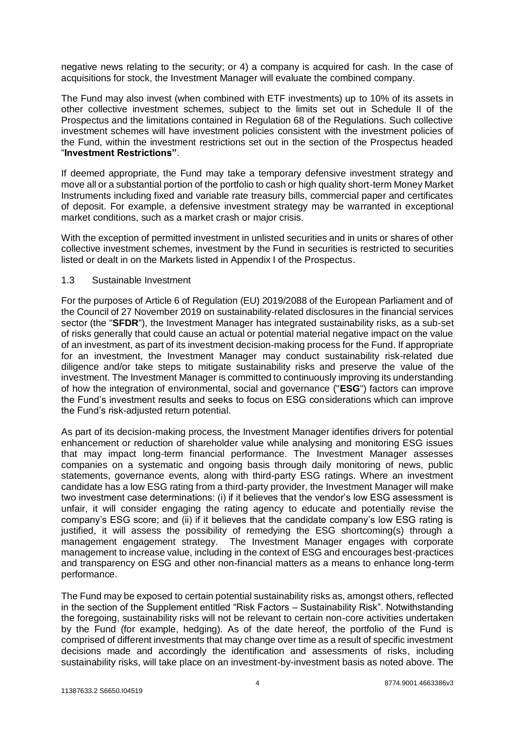negative news relating to the security; or 4) a company is acquired for cash. In the case of acquisitions for stock, the Investment Manager will evaluate the combined company.

The Fund may also invest (when combined with ETF investments) up to 10% of its assets in other collective investment schemes, subject to the limits set out in Schedule II of the Prospectus and the limitations contained in Regulation 68 of the Regulations. Such collective investment schemes will have investment policies consistent with the investment policies of the Fund, within the investment restrictions set out in the section of the Prospectus headed "**Investment Restrictions"**.

If deemed appropriate, the Fund may take a temporary defensive investment strategy and move all or a substantial portion of the portfolio to cash or high quality short-term Money Market Instruments including fixed and variable rate treasury bills, commercial paper and certificates of deposit. For example, a defensive investment strategy may be warranted in exceptional market conditions, such as a market crash or major crisis.

With the exception of permitted investment in unlisted securities and in units or shares of other collective investment schemes, investment by the Fund in securities is restricted to securities listed or dealt in on the Markets listed in Appendix I of the Prospectus.

1.3 Sustainable Investment

For the purposes of Article 6 of Regulation (EU) 2019/2088 of the European Parliament and of the Council of 27 November 2019 on sustainability-related disclosures in the financial services sector (the "**SFDR**"), the Investment Manager has integrated sustainability risks, as a sub-set of risks generally that could cause an actual or potential material negative impact on the value of an investment, as part of its investment decision-making process for the Fund. If appropriate for an investment, the Investment Manager may conduct sustainability risk-related due diligence and/or take steps to mitigate sustainability risks and preserve the value of the investment. The Investment Manager is committed to continuously improving its understanding of how the integration of environmental, social and governance ("**ESG**") factors can improve the Fund's investment results and seeks to focus on ESG considerations which can improve the Fund's risk-adjusted return potential.

As part of its decision-making process, the Investment Manager identifies drivers for potential enhancement or reduction of shareholder value while analysing and monitoring ESG issues that may impact long-term financial performance. The Investment Manager assesses companies on a systematic and ongoing basis through daily monitoring of news, public statements, governance events, along with third-party ESG ratings. Where an investment candidate has a low ESG rating from a third-party provider, the Investment Manager will make two investment case determinations: (i) if it believes that the vendor's low ESG assessment is unfair, it will consider engaging the rating agency to educate and potentially revise the company's ESG score; and (ii) if it believes that the candidate company's low ESG rating is justified, it will assess the possibility of remedying the ESG shortcoming(s) through a management engagement strategy. The Investment Manager engages with corporate management to increase value, including in the context of ESG and encourages best-practices and transparency on ESG and other non-financial matters as a means to enhance long-term performance.

The Fund may be exposed to certain potential sustainability risks as, amongst others, reflected in the section of the Supplement entitled "Risk Factors – Sustainability Risk". Notwithstanding the foregoing, sustainability risks will not be relevant to certain non-core activities undertaken by the Fund (for example, hedging). As of the date hereof, the portfolio of the Fund is comprised of different investments that may change over time as a result of specific investment decisions made and accordingly the identification and assessments of risks, including sustainability risks, will take place on an investment-by-investment basis as noted above. The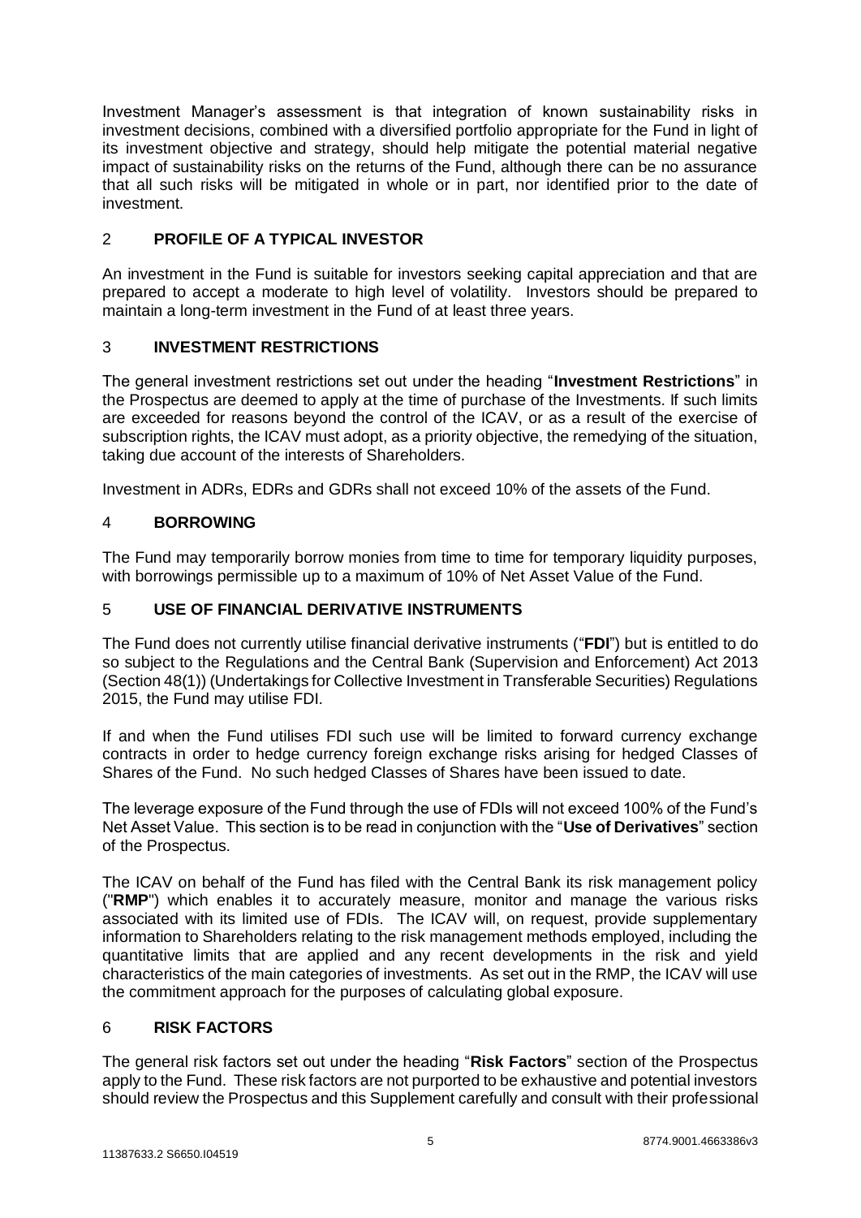Investment Manager's assessment is that integration of known sustainability risks in investment decisions, combined with a diversified portfolio appropriate for the Fund in light of its investment objective and strategy, should help mitigate the potential material negative impact of sustainability risks on the returns of the Fund, although there can be no assurance that all such risks will be mitigated in whole or in part, nor identified prior to the date of investment.

## 2 PROFILE OF A TYPICAL INVESTOR

An investment in the Fund is suitable for investors seeking capital appreciation and that are prepared to accept a moderate to high level of volatility. Investors should be prepared to maintain a long-term investment in the Fund of at least three years.

## 3 INVESTMENT RESTRICTIONS

The general investment restrictions set out under the heading "**Investment Restrictions**" in the Prospectus are deemed to apply at the time of purchase of the Investments. If such limits are exceeded for reasons beyond the control of the ICAV, or as a result of the exercise of subscription rights, the ICAV must adopt, as a priority objective, the remedying of the situation, taking due account of the interests of Shareholders.

Investment in ADRs, EDRs and GDRs shall not exceed 10% of the assets of the Fund.

## 4 BORROWING

The Fund may temporarily borrow monies from time to time for temporary liquidity purposes, with borrowings permissible up to a maximum of 10% of Net Asset Value of the Fund.

## 5 USE OF FINANCIAL DERIVATIVE INSTRUMENTS

The Fund does not currently utilise financial derivative instruments ("**FDI**") but is entitled to do so subject to the Regulations and the Central Bank (Supervision and Enforcement) Act 2013 (Section 48(1)) (Undertakings for Collective Investment in Transferable Securities) Regulations 2015, the Fund may utilise FDI.

If and when the Fund utilises FDI such use will be limited to forward currency exchange contracts in order to hedge currency foreign exchange risks arising for hedged Classes of Shares of the Fund. No such hedged Classes of Shares have been issued to date.

The leverage exposure of the Fund through the use of FDIs will not exceed 100% of the Fund's Net Asset Value. This section is to be read in conjunction with the "**Use of Derivatives**" section of the Prospectus.

The ICAV on behalf of the Fund has filed with the Central Bank its risk management policy ("**RMP**") which enables it to accurately measure, monitor and manage the various risks associated with its limited use of FDIs. The ICAV will, on request, provide supplementary information to Shareholders relating to the risk management methods employed, including the quantitative limits that are applied and any recent developments in the risk and yield characteristics of the main categories of investments. As set out in the RMP, the ICAV will use the commitment approach for the purposes of calculating global exposure.

## 6 RISK FACTORS

The general risk factors set out under the heading "**Risk Factors**" section of the Prospectus apply to the Fund. These risk factors are not purported to be exhaustive and potential investors should review the Prospectus and this Supplement carefully and consult with their professional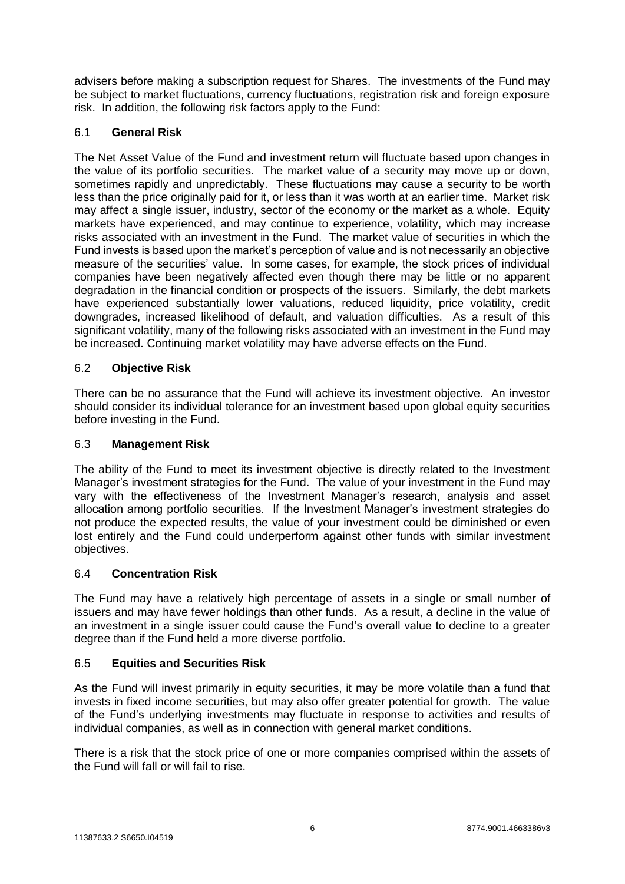advisers before making a subscription request for Shares. The investments of the Fund may be subject to market fluctuations, currency fluctuations, registration risk and foreign exposure risk. In addition, the following risk factors apply to the Fund:

### 6.1 **General Risk**

The Net Asset Value of the Fund and investment return will fluctuate based upon changes in the value of its portfolio securities. The market value of a security may move up or down, sometimes rapidly and unpredictably. These fluctuations may cause a security to be worth less than the price originally paid for it, or less than it was worth at an earlier time. Market risk may affect a single issuer, industry, sector of the economy or the market as a whole. Equity markets have experienced, and may continue to experience, volatility, which may increase risks associated with an investment in the Fund. The market value of securities in which the Fund invests is based upon the market's perception of value and is not necessarily an objective measure of the securities' value. In some cases, for example, the stock prices of individual companies have been negatively affected even though there may be little or no apparent degradation in the financial condition or prospects of the issuers. Similarly, the debt markets have experienced substantially lower valuations, reduced liquidity, price volatility, credit downgrades, increased likelihood of default, and valuation difficulties. As a result of this significant volatility, many of the following risks associated with an investment in the Fund may be increased. Continuing market volatility may have adverse effects on the Fund.

### 6.2 **Objective Risk**

There can be no assurance that the Fund will achieve its investment objective. An investor should consider its individual tolerance for an investment based upon global equity securities before investing in the Fund.

### 6.3 **Management Risk**

The ability of the Fund to meet its investment objective is directly related to the Investment Manager's investment strategies for the Fund. The value of your investment in the Fund may vary with the effectiveness of the Investment Manager's research, analysis and asset allocation among portfolio securities. If the Investment Manager's investment strategies do not produce the expected results, the value of your investment could be diminished or even lost entirely and the Fund could underperform against other funds with similar investment objectives.

### 6.4 **Concentration Risk**

The Fund may have a relatively high percentage of assets in a single or small number of issuers and may have fewer holdings than other funds. As a result, a decline in the value of an investment in a single issuer could cause the Fund's overall value to decline to a greater degree than if the Fund held a more diverse portfolio.

### 6.5 **Equities and Securities Risk**

As the Fund will invest primarily in equity securities, it may be more volatile than a fund that invests in fixed income securities, but may also offer greater potential for growth. The value of the Fund's underlying investments may fluctuate in response to activities and results of individual companies, as well as in connection with general market conditions.

There is a risk that the stock price of one or more companies comprised within the assets of the Fund will fall or will fail to rise.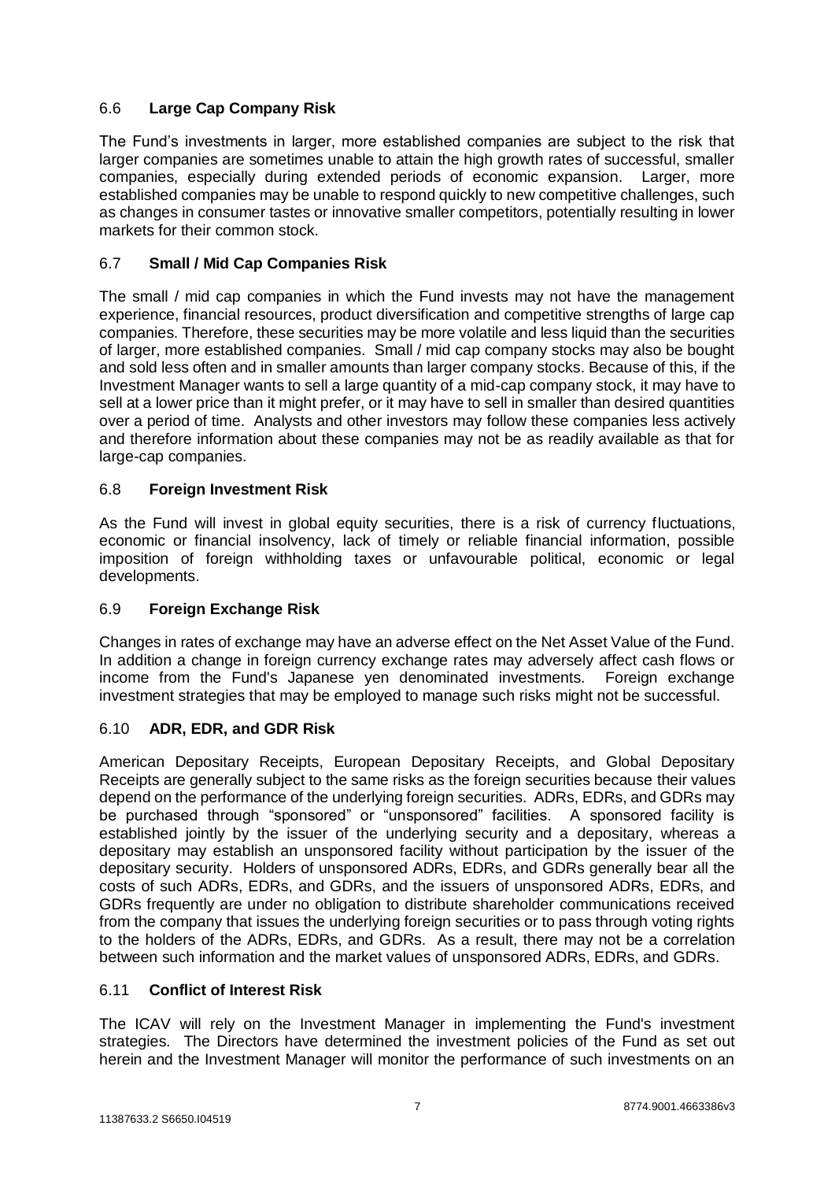### 6.6 **Large Cap Company Risk**

The Fund's investments in larger, more established companies are subject to the risk that larger companies are sometimes unable to attain the high growth rates of successful, smaller companies, especially during extended periods of economic expansion. Larger, more established companies may be unable to respond quickly to new competitive challenges, such as changes in consumer tastes or innovative smaller competitors, potentially resulting in lower markets for their common stock.

### 6.7 **Small / Mid Cap Companies Risk**

The small / mid cap companies in which the Fund invests may not have the management experience, financial resources, product diversification and competitive strengths of large cap companies. Therefore, these securities may be more volatile and less liquid than the securities of larger, more established companies. Small / mid cap company stocks may also be bought and sold less often and in smaller amounts than larger company stocks. Because of this, if the Investment Manager wants to sell a large quantity of a mid-cap company stock, it may have to sell at a lower price than it might prefer, or it may have to sell in smaller than desired quantities over a period of time. Analysts and other investors may follow these companies less actively and therefore information about these companies may not be as readily available as that for large-cap companies.

### 6.8 **Foreign Investment Risk**

As the Fund will invest in global equity securities, there is a risk of currency fluctuations, economic or financial insolvency, lack of timely or reliable financial information, possible imposition of foreign withholding taxes or unfavourable political, economic or legal developments.

### 6.9 **Foreign Exchange Risk**

Changes in rates of exchange may have an adverse effect on the Net Asset Value of the Fund. In addition a change in foreign currency exchange rates may adversely affect cash flows or income from the Fund's Japanese yen denominated investments. Foreign exchange investment strategies that may be employed to manage such risks might not be successful.

### 6.10 **ADR, EDR, and GDR Risk**

American Depositary Receipts, European Depositary Receipts, and Global Depositary Receipts are generally subject to the same risks as the foreign securities because their values depend on the performance of the underlying foreign securities. ADRs, EDRs, and GDRs may be purchased through "sponsored" or "unsponsored" facilities. A sponsored facility is established jointly by the issuer of the underlying security and a depositary, whereas a depositary may establish an unsponsored facility without participation by the issuer of the depositary security. Holders of unsponsored ADRs, EDRs, and GDRs generally bear all the costs of such ADRs, EDRs, and GDRs, and the issuers of unsponsored ADRs, EDRs, and GDRs frequently are under no obligation to distribute shareholder communications received from the company that issues the underlying foreign securities or to pass through voting rights to the holders of the ADRs, EDRs, and GDRs. As a result, there may not be a correlation between such information and the market values of unsponsored ADRs, EDRs, and GDRs.

### 6.11 **Conflict of Interest Risk**

The ICAV will rely on the Investment Manager in implementing the Fund's investment strategies. The Directors have determined the investment policies of the Fund as set out herein and the Investment Manager will monitor the performance of such investments on an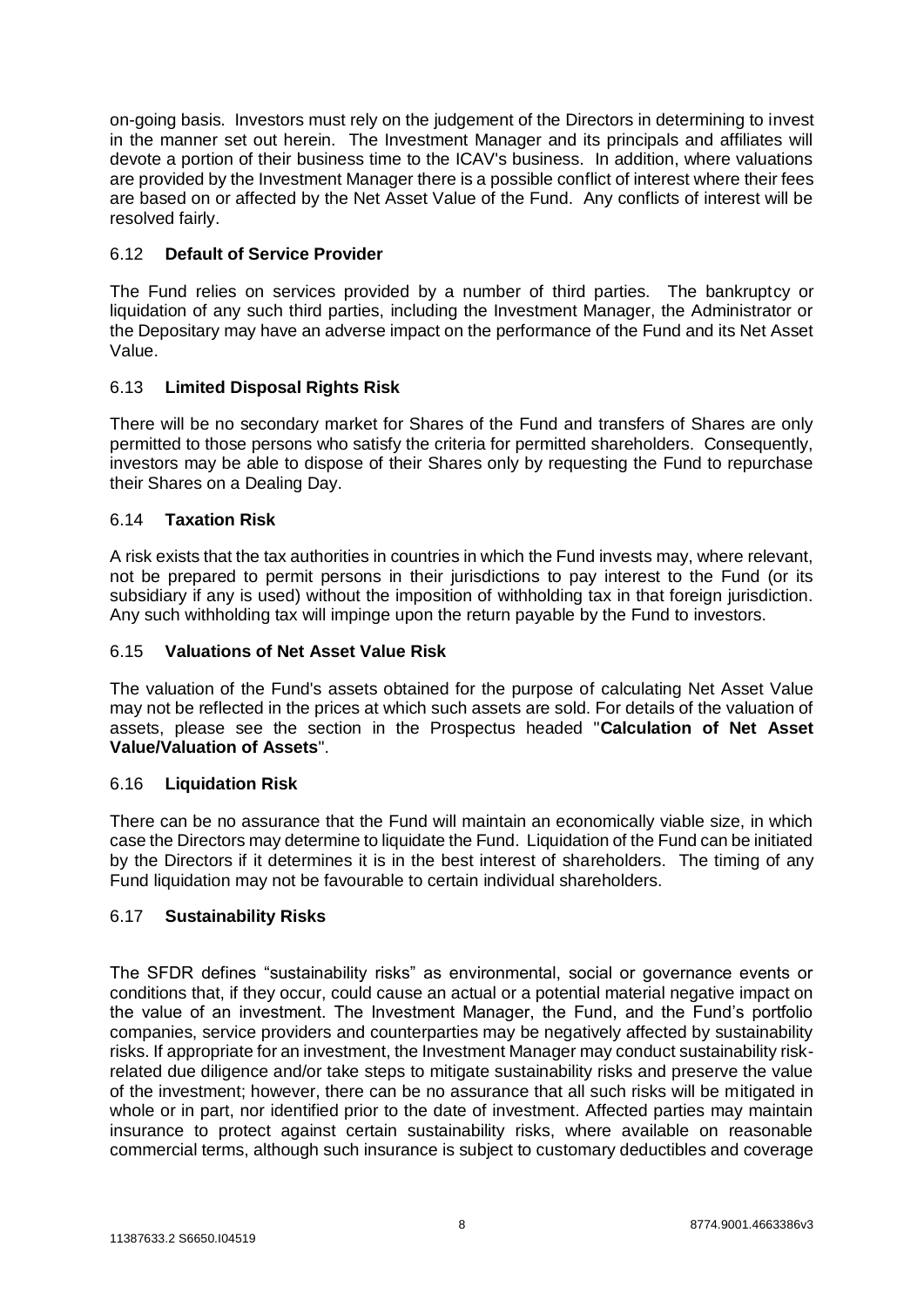on-going basis. Investors must rely on the judgement of the Directors in determining to invest in the manner set out herein. The Investment Manager and its principals and affiliates will devote a portion of their business time to the ICAV's business. In addition, where valuations are provided by the Investment Manager there is a possible conflict of interest where their fees are based on or affected by the Net Asset Value of the Fund. Any conflicts of interest will be resolved fairly.

### 6.12 **Default of Service Provider**

The Fund relies on services provided by a number of third parties. The bankruptcy or liquidation of any such third parties, including the Investment Manager, the Administrator or the Depositary may have an adverse impact on the performance of the Fund and its Net Asset Value.

### 6.13 **Limited Disposal Rights Risk**

There will be no secondary market for Shares of the Fund and transfers of Shares are only permitted to those persons who satisfy the criteria for permitted shareholders. Consequently, investors may be able to dispose of their Shares only by requesting the Fund to repurchase their Shares on a Dealing Day.

### 6.14 **Taxation Risk**

A risk exists that the tax authorities in countries in which the Fund invests may, where relevant, not be prepared to permit persons in their jurisdictions to pay interest to the Fund (or its subsidiary if any is used) without the imposition of withholding tax in that foreign jurisdiction. Any such withholding tax will impinge upon the return payable by the Fund to investors.

### 6.15 **Valuations of Net Asset Value Risk**

The valuation of the Fund's assets obtained for the purpose of calculating Net Asset Value may not be reflected in the prices at which such assets are sold. For details of the valuation of assets, please see the section in the Prospectus headed "**Calculation of Net Asset Value/Valuation of Assets**".

### 6.16 **Liquidation Risk**

There can be no assurance that the Fund will maintain an economically viable size, in which case the Directors may determine to liquidate the Fund. Liquidation of the Fund can be initiated by the Directors if it determines it is in the best interest of shareholders. The timing of any Fund liquidation may not be favourable to certain individual shareholders.

### 6.17 **Sustainability Risks**

The SFDR defines "sustainability risks" as environmental, social or governance events or conditions that, if they occur, could cause an actual or a potential material negative impact on the value of an investment. The Investment Manager, the Fund, and the Fund's portfolio companies, service providers and counterparties may be negatively affected by sustainability risks. If appropriate for an investment, the Investment Manager may conduct sustainability risk-related due diligence and/or take steps to mitigate sustainability risks and preserve the value of the investment; however, there can be no assurance that all such risks will be mitigated in whole or in part, nor identified prior to the date of investment. Affected parties may maintain insurance to protect against certain sustainability risks, where available on reasonable commercial terms, although such insurance is subject to customary deductibles and coverage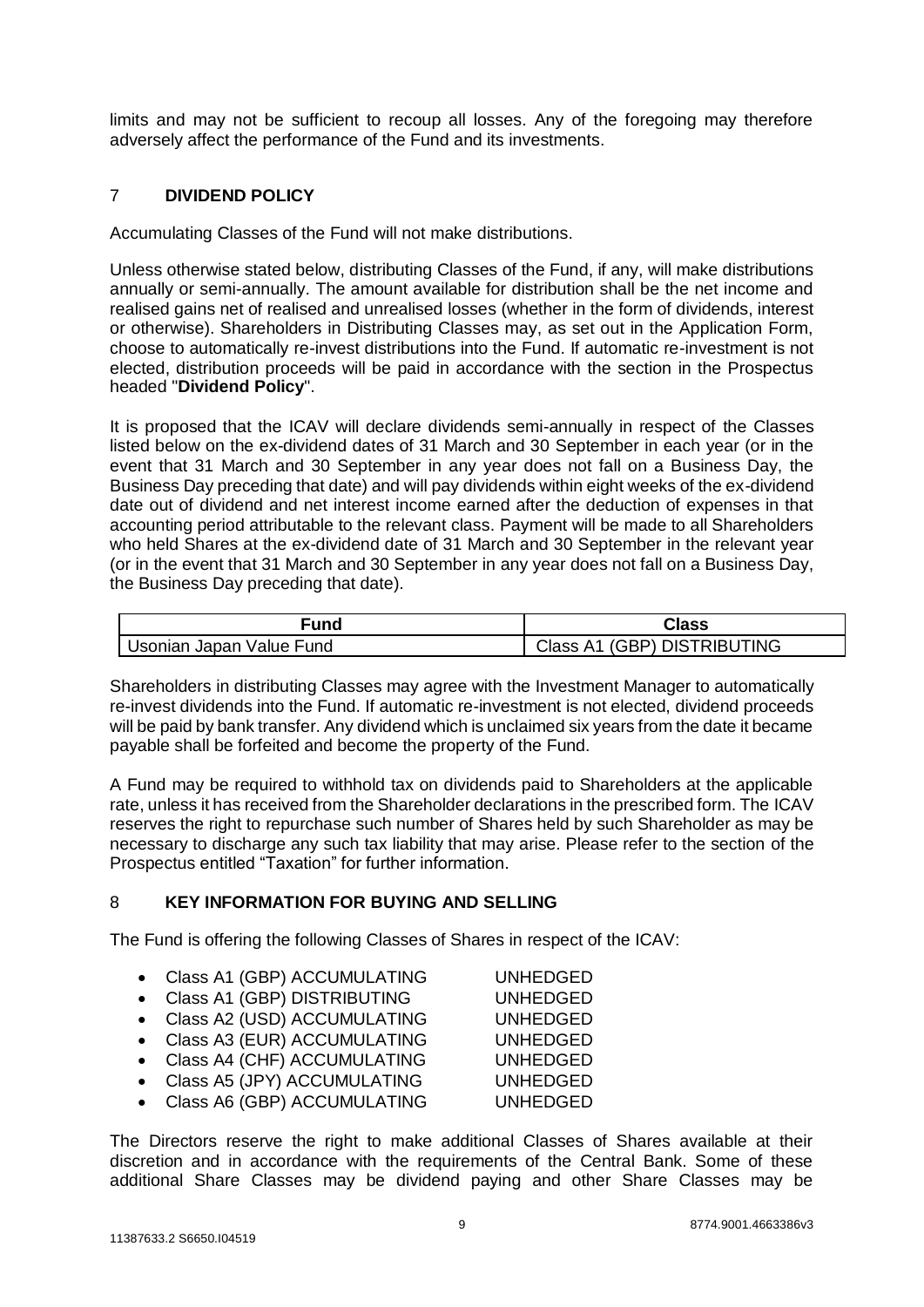limits and may not be sufficient to recoup all losses. Any of the foregoing may therefore adversely affect the performance of the Fund and its investments.

## 7 DIVIDEND POLICY

Accumulating Classes of the Fund will not make distributions.

Unless otherwise stated below, distributing Classes of the Fund, if any, will make distributions annually or semi-annually. The amount available for distribution shall be the net income and realised gains net of realised and unrealised losses (whether in the form of dividends, interest or otherwise). Shareholders in Distributing Classes may, as set out in the Application Form, choose to automatically re-invest distributions into the Fund. If automatic re-investment is not elected, distribution proceeds will be paid in accordance with the section in the Prospectus headed "**Dividend Policy**".

It is proposed that the ICAV will declare dividends semi-annually in respect of the Classes listed below on the ex-dividend dates of 31 March and 30 September in each year (or in the event that 31 March and 30 September in any year does not fall on a Business Day, the Business Day preceding that date) and will pay dividends within eight weeks of the ex-dividend date out of dividend and net interest income earned after the deduction of expenses in that accounting period attributable to the relevant class. Payment will be made to all Shareholders who held Shares at the ex-dividend date of 31 March and 30 September in the relevant year (or in the event that 31 March and 30 September in any year does not fall on a Business Day, the Business Day preceding that date).

| Fund | Class |
| --- | --- |
| Usonian Japan Value Fund | Class A1 (GBP) DISTRIBUTING |

Shareholders in distributing Classes may agree with the Investment Manager to automatically re-invest dividends into the Fund. If automatic re-investment is not elected, dividend proceeds will be paid by bank transfer. Any dividend which is unclaimed six years from the date it became payable shall be forfeited and become the property of the Fund.

A Fund may be required to withhold tax on dividends paid to Shareholders at the applicable rate, unless it has received from the Shareholder declarations in the prescribed form. The ICAV reserves the right to repurchase such number of Shares held by such Shareholder as may be necessary to discharge any such tax liability that may arise. Please refer to the section of the Prospectus entitled "Taxation" for further information.

## 8 KEY INFORMATION FOR BUYING AND SELLING

The Fund is offering the following Classes of Shares in respect of the ICAV:

- Class A1 (GBP) ACCUMULATING UNHEDGED
- Class A1 (GBP) DISTRIBUTING UNHEDGED
- Class A2 (USD) ACCUMULATING UNHEDGED
- Class A3 (EUR) ACCUMULATING UNHEDGED
- Class A4 (CHF) ACCUMULATING UNHEDGED
- Class A5 (JPY) ACCUMULATING UNHEDGED
- Class A6 (GBP) ACCUMULATING UNHEDGED

The Directors reserve the right to make additional Classes of Shares available at their discretion and in accordance with the requirements of the Central Bank. Some of these additional Share Classes may be dividend paying and other Share Classes may be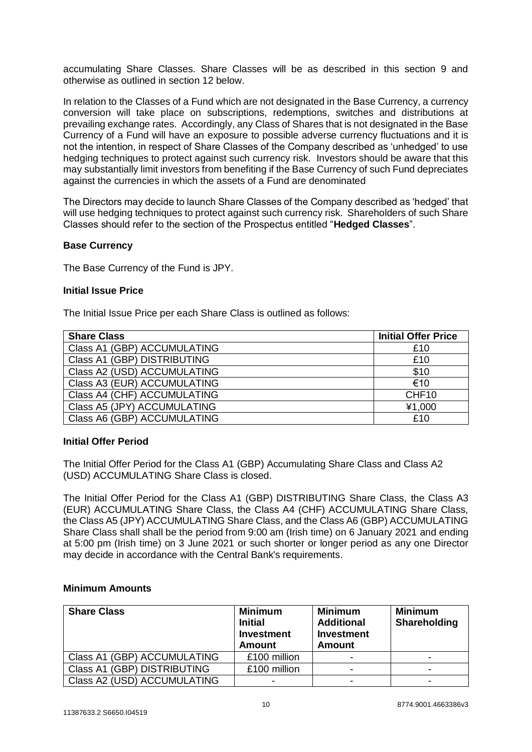accumulating Share Classes. Share Classes will be as described in this section 9 and otherwise as outlined in section 12 below.

In relation to the Classes of a Fund which are not designated in the Base Currency, a currency conversion will take place on subscriptions, redemptions, switches and distributions at prevailing exchange rates. Accordingly, any Class of Shares that is not designated in the Base Currency of a Fund will have an exposure to possible adverse currency fluctuations and it is not the intention, in respect of Share Classes of the Company described as 'unhedged' to use hedging techniques to protect against such currency risk. Investors should be aware that this may substantially limit investors from benefiting if the Base Currency of such Fund depreciates against the currencies in which the assets of a Fund are denominated

The Directors may decide to launch Share Classes of the Company described as 'hedged' that will use hedging techniques to protect against such currency risk. Shareholders of such Share Classes should refer to the section of the Prospectus entitled "**Hedged Classes**".

**Base Currency**

The Base Currency of the Fund is JPY.

**Initial Issue Price**

The Initial Issue Price per each Share Class is outlined as follows:

| Share Class | Initial Offer Price |
|---|---|
| Class A1 (GBP) ACCUMULATING | £10 |
| Class A1 (GBP) DISTRIBUTING | £10 |
| Class A2 (USD) ACCUMULATING | $10 |
| Class A3 (EUR) ACCUMULATING | €10 |
| Class A4 (CHF) ACCUMULATING | CHF10 |
| Class A5 (JPY) ACCUMULATING | ¥1,000 |
| Class A6 (GBP) ACCUMULATING | £10 |

**Initial Offer Period**

The Initial Offer Period for the Class A1 (GBP) Accumulating Share Class and Class A2 (USD) ACCUMULATING Share Class is closed.

The Initial Offer Period for the Class A1 (GBP) DISTRIBUTING Share Class, the Class A3 (EUR) ACCUMULATING Share Class, the Class A4 (CHF) ACCUMULATING Share Class, the Class A5 (JPY) ACCUMULATING Share Class, and the Class A6 (GBP) ACCUMULATING Share Class shall shall be the period from 9:00 am (Irish time) on 6 January 2021 and ending at 5:00 pm (Irish time) on 3 June 2021 or such shorter or longer period as any one Director may decide in accordance with the Central Bank's requirements.

**Minimum Amounts**

| Share Class | Minimum Initial Investment Amount | Minimum Additional Investment Amount | Minimum Shareholding |
|---|---|---|---|
| Class A1 (GBP) ACCUMULATING | £100 million | - | - |
| Class A1 (GBP) DISTRIBUTING | £100 million | - | - |
| Class A2 (USD) ACCUMULATING | - | - | - |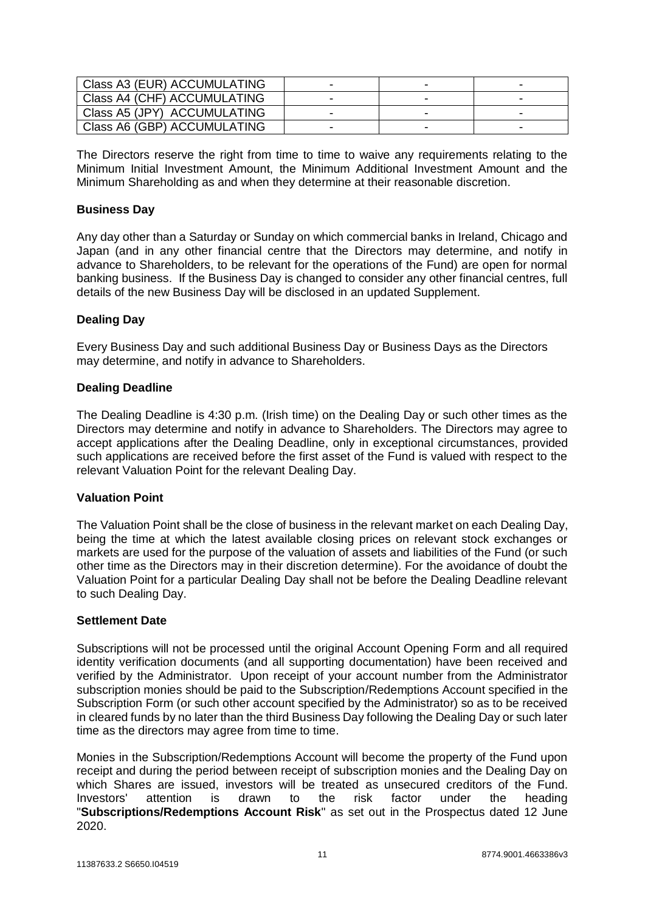| Class A3 (EUR) ACCUMULATING | - | - | - |
|---|---|---|---|
| Class A4 (CHF) ACCUMULATING | - | - | - |
| Class A5 (JPY) ACCUMULATING | - | - | - |
| Class A6 (GBP) ACCUMULATING | - | - | - |

The Directors reserve the right from time to time to waive any requirements relating to the Minimum Initial Investment Amount, the Minimum Additional Investment Amount and the Minimum Shareholding as and when they determine at their reasonable discretion.

**Business Day**

Any day other than a Saturday or Sunday on which commercial banks in Ireland, Chicago and Japan (and in any other financial centre that the Directors may determine, and notify in advance to Shareholders, to be relevant for the operations of the Fund) are open for normal banking business. If the Business Day is changed to consider any other financial centres, full details of the new Business Day will be disclosed in an updated Supplement.

**Dealing Day**

Every Business Day and such additional Business Day or Business Days as the Directors may determine, and notify in advance to Shareholders.

**Dealing Deadline**

The Dealing Deadline is 4:30 p.m. (Irish time) on the Dealing Day or such other times as the Directors may determine and notify in advance to Shareholders. The Directors may agree to accept applications after the Dealing Deadline, only in exceptional circumstances, provided such applications are received before the first asset of the Fund is valued with respect to the relevant Valuation Point for the relevant Dealing Day.

**Valuation Point**

The Valuation Point shall be the close of business in the relevant market on each Dealing Day, being the time at which the latest available closing prices on relevant stock exchanges or markets are used for the purpose of the valuation of assets and liabilities of the Fund (or such other time as the Directors may in their discretion determine). For the avoidance of doubt the Valuation Point for a particular Dealing Day shall not be before the Dealing Deadline relevant to such Dealing Day.

**Settlement Date**

Subscriptions will not be processed until the original Account Opening Form and all required identity verification documents (and all supporting documentation) have been received and verified by the Administrator. Upon receipt of your account number from the Administrator subscription monies should be paid to the Subscription/Redemptions Account specified in the Subscription Form (or such other account specified by the Administrator) so as to be received in cleared funds by no later than the third Business Day following the Dealing Day or such later time as the directors may agree from time to time.

Monies in the Subscription/Redemptions Account will become the property of the Fund upon receipt and during the period between receipt of subscription monies and the Dealing Day on which Shares are issued, investors will be treated as unsecured creditors of the Fund. Investors' attention is drawn to the risk factor under the heading "**Subscriptions/Redemptions Account Risk**" as set out in the Prospectus dated 12 June 2020.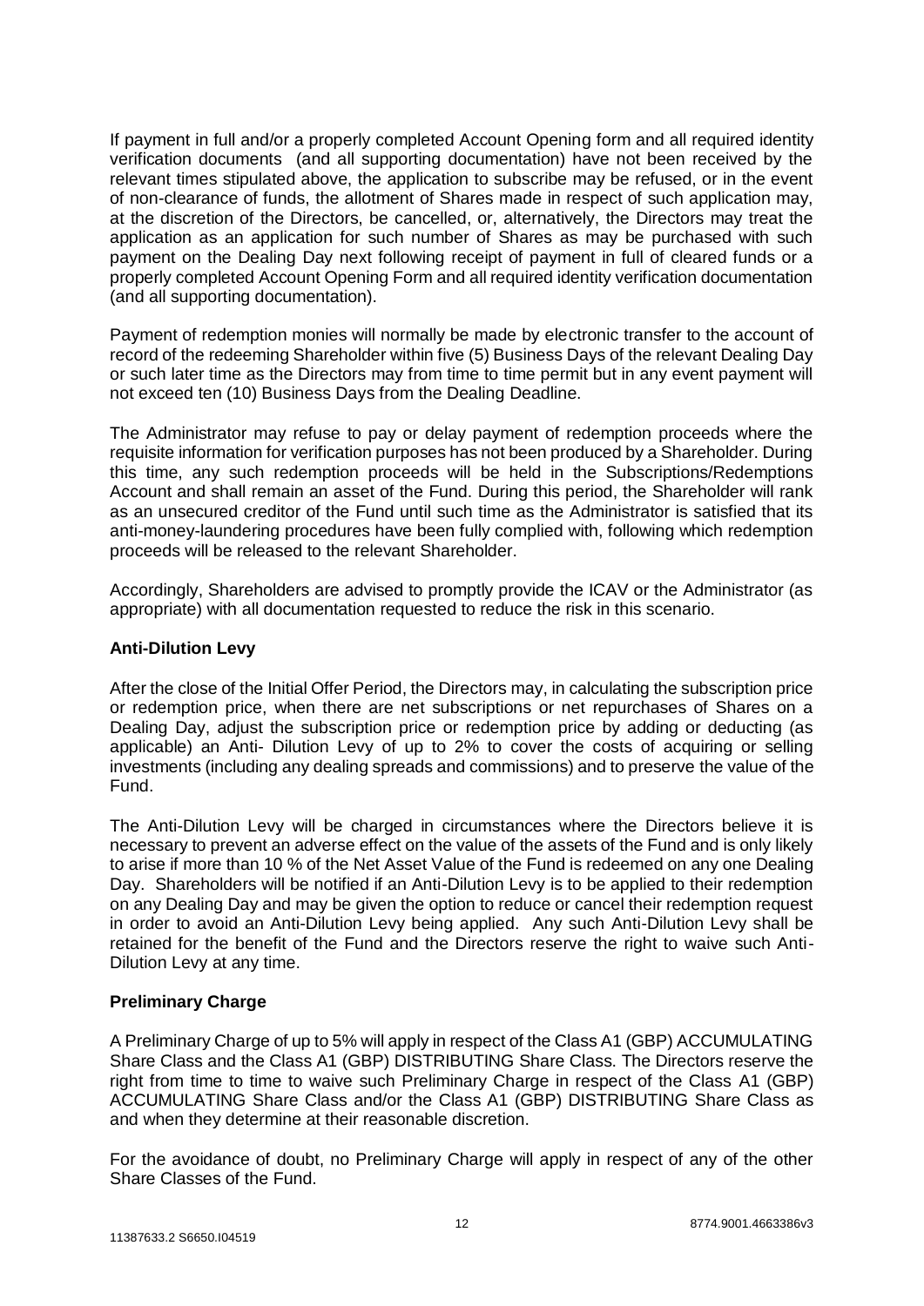If payment in full and/or a properly completed Account Opening form and all required identity verification documents (and all supporting documentation) have not been received by the relevant times stipulated above, the application to subscribe may be refused, or in the event of non-clearance of funds, the allotment of Shares made in respect of such application may, at the discretion of the Directors, be cancelled, or, alternatively, the Directors may treat the application as an application for such number of Shares as may be purchased with such payment on the Dealing Day next following receipt of payment in full of cleared funds or a properly completed Account Opening Form and all required identity verification documentation (and all supporting documentation).

Payment of redemption monies will normally be made by electronic transfer to the account of record of the redeeming Shareholder within five (5) Business Days of the relevant Dealing Day or such later time as the Directors may from time to time permit but in any event payment will not exceed ten (10) Business Days from the Dealing Deadline.

The Administrator may refuse to pay or delay payment of redemption proceeds where the requisite information for verification purposes has not been produced by a Shareholder. During this time, any such redemption proceeds will be held in the Subscriptions/Redemptions Account and shall remain an asset of the Fund. During this period, the Shareholder will rank as an unsecured creditor of the Fund until such time as the Administrator is satisfied that its anti-money-laundering procedures have been fully complied with, following which redemption proceeds will be released to the relevant Shareholder.

Accordingly, Shareholders are advised to promptly provide the ICAV or the Administrator (as appropriate) with all documentation requested to reduce the risk in this scenario.

**Anti-Dilution Levy**

After the close of the Initial Offer Period, the Directors may, in calculating the subscription price or redemption price, when there are net subscriptions or net repurchases of Shares on a Dealing Day, adjust the subscription price or redemption price by adding or deducting (as applicable) an Anti- Dilution Levy of up to 2% to cover the costs of acquiring or selling investments (including any dealing spreads and commissions) and to preserve the value of the Fund.

The Anti-Dilution Levy will be charged in circumstances where the Directors believe it is necessary to prevent an adverse effect on the value of the assets of the Fund and is only likely to arise if more than 10 % of the Net Asset Value of the Fund is redeemed on any one Dealing Day. Shareholders will be notified if an Anti-Dilution Levy is to be applied to their redemption on any Dealing Day and may be given the option to reduce or cancel their redemption request in order to avoid an Anti-Dilution Levy being applied. Any such Anti-Dilution Levy shall be retained for the benefit of the Fund and the Directors reserve the right to waive such Anti-Dilution Levy at any time.

**Preliminary Charge**

A Preliminary Charge of up to 5% will apply in respect of the Class A1 (GBP) ACCUMULATING Share Class and the Class A1 (GBP) DISTRIBUTING Share Class. The Directors reserve the right from time to time to waive such Preliminary Charge in respect of the Class A1 (GBP) ACCUMULATING Share Class and/or the Class A1 (GBP) DISTRIBUTING Share Class as and when they determine at their reasonable discretion.

For the avoidance of doubt, no Preliminary Charge will apply in respect of any of the other Share Classes of the Fund.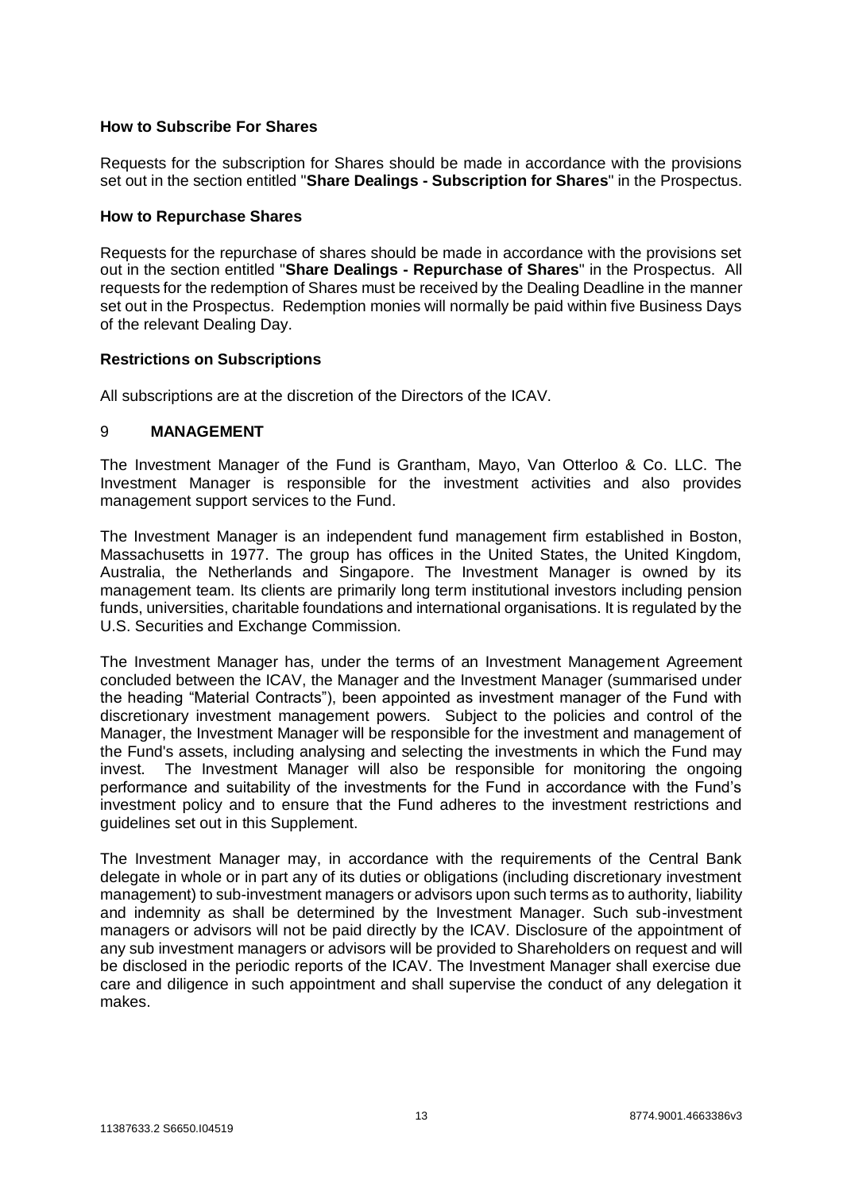### How to Subscribe For Shares

Requests for the subscription for Shares should be made in accordance with the provisions set out in the section entitled "**Share Dealings - Subscription for Shares**" in the Prospectus.

### How to Repurchase Shares

Requests for the repurchase of shares should be made in accordance with the provisions set out in the section entitled "**Share Dealings - Repurchase of Shares**" in the Prospectus. All requests for the redemption of Shares must be received by the Dealing Deadline in the manner set out in the Prospectus. Redemption monies will normally be paid within five Business Days of the relevant Dealing Day.

### Restrictions on Subscriptions

All subscriptions are at the discretion of the Directors of the ICAV.

## 9 MANAGEMENT

The Investment Manager of the Fund is Grantham, Mayo, Van Otterloo & Co. LLC. The Investment Manager is responsible for the investment activities and also provides management support services to the Fund.

The Investment Manager is an independent fund management firm established in Boston, Massachusetts in 1977. The group has offices in the United States, the United Kingdom, Australia, the Netherlands and Singapore. The Investment Manager is owned by its management team. Its clients are primarily long term institutional investors including pension funds, universities, charitable foundations and international organisations. It is regulated by the U.S. Securities and Exchange Commission.

The Investment Manager has, under the terms of an Investment Management Agreement concluded between the ICAV, the Manager and the Investment Manager (summarised under the heading "Material Contracts"), been appointed as investment manager of the Fund with discretionary investment management powers. Subject to the policies and control of the Manager, the Investment Manager will be responsible for the investment and management of the Fund's assets, including analysing and selecting the investments in which the Fund may invest. The Investment Manager will also be responsible for monitoring the ongoing performance and suitability of the investments for the Fund in accordance with the Fund's investment policy and to ensure that the Fund adheres to the investment restrictions and guidelines set out in this Supplement.

The Investment Manager may, in accordance with the requirements of the Central Bank delegate in whole or in part any of its duties or obligations (including discretionary investment management) to sub-investment managers or advisors upon such terms as to authority, liability and indemnity as shall be determined by the Investment Manager. Such sub-investment managers or advisors will not be paid directly by the ICAV. Disclosure of the appointment of any sub investment managers or advisors will be provided to Shareholders on request and will be disclosed in the periodic reports of the ICAV. The Investment Manager shall exercise due care and diligence in such appointment and shall supervise the conduct of any delegation it makes.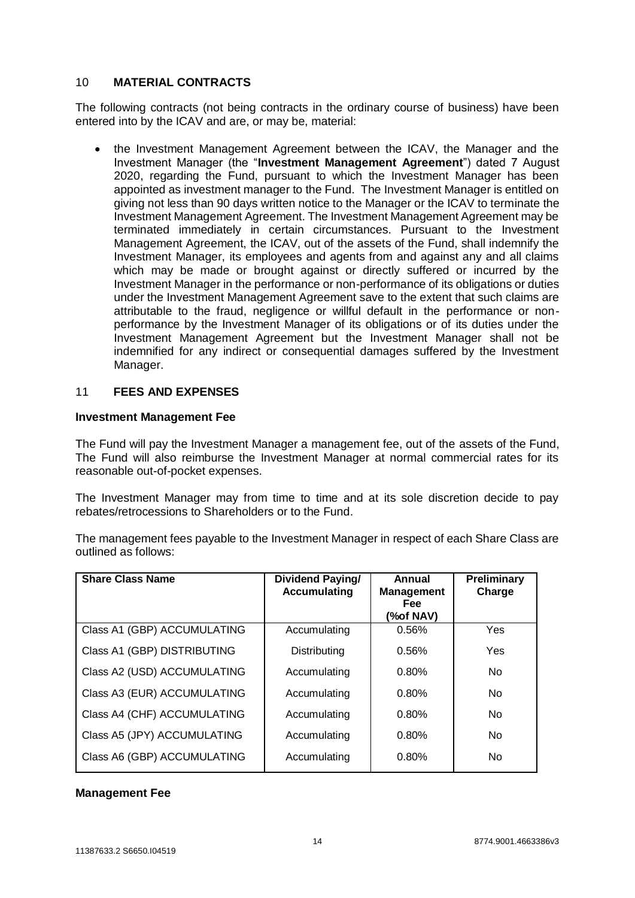## 10 **MATERIAL CONTRACTS**

The following contracts (not being contracts in the ordinary course of business) have been entered into by the ICAV and are, or may be, material:

- the Investment Management Agreement between the ICAV, the Manager and the Investment Manager (the "**Investment Management Agreement**") dated 7 August 2020, regarding the Fund, pursuant to which the Investment Manager has been appointed as investment manager to the Fund. The Investment Manager is entitled on giving not less than 90 days written notice to the Manager or the ICAV to terminate the Investment Management Agreement. The Investment Management Agreement may be terminated immediately in certain circumstances. Pursuant to the Investment Management Agreement, the ICAV, out of the assets of the Fund, shall indemnify the Investment Manager, its employees and agents from and against any and all claims which may be made or brought against or directly suffered or incurred by the Investment Manager in the performance or non-performance of its obligations or duties under the Investment Management Agreement save to the extent that such claims are attributable to the fraud, negligence or willful default in the performance or non-performance by the Investment Manager of its obligations or of its duties under the Investment Management Agreement but the Investment Manager shall not be indemnified for any indirect or consequential damages suffered by the Investment Manager.

## 11 **FEES AND EXPENSES**

### Investment Management Fee

The Fund will pay the Investment Manager a management fee, out of the assets of the Fund, The Fund will also reimburse the Investment Manager at normal commercial rates for its reasonable out-of-pocket expenses.

The Investment Manager may from time to time and at its sole discretion decide to pay rebates/retrocessions to Shareholders or to the Fund.

The management fees payable to the Investment Manager in respect of each Share Class are outlined as follows:

| Share Class Name | Dividend Paying/ Accumulating | Annual Management Fee (%of NAV) | Preliminary Charge |
|---|---|---|---|
| Class A1 (GBP) ACCUMULATING | Accumulating | 0.56% | Yes |
| Class A1 (GBP) DISTRIBUTING | Distributing | 0.56% | Yes |
| Class A2 (USD) ACCUMULATING | Accumulating | 0.80% | No |
| Class A3 (EUR) ACCUMULATING | Accumulating | 0.80% | No |
| Class A4 (CHF) ACCUMULATING | Accumulating | 0.80% | No |
| Class A5 (JPY) ACCUMULATING | Accumulating | 0.80% | No |
| Class A6 (GBP) ACCUMULATING | Accumulating | 0.80% | No |

### Management Fee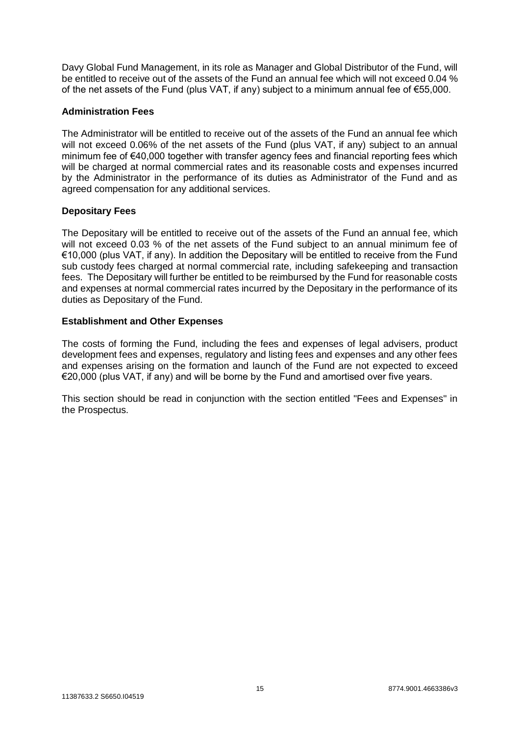Davy Global Fund Management, in its role as Manager and Global Distributor of the Fund, will be entitled to receive out of the assets of the Fund an annual fee which will not exceed 0.04 % of the net assets of the Fund (plus VAT, if any) subject to a minimum annual fee of €55,000.

**Administration Fees**

The Administrator will be entitled to receive out of the assets of the Fund an annual fee which will not exceed 0.06% of the net assets of the Fund (plus VAT, if any) subject to an annual minimum fee of €40,000 together with transfer agency fees and financial reporting fees which will be charged at normal commercial rates and its reasonable costs and expenses incurred by the Administrator in the performance of its duties as Administrator of the Fund and as agreed compensation for any additional services.

**Depositary Fees**

The Depositary will be entitled to receive out of the assets of the Fund an annual fee, which will not exceed 0.03 % of the net assets of the Fund subject to an annual minimum fee of €10,000 (plus VAT, if any). In addition the Depositary will be entitled to receive from the Fund sub custody fees charged at normal commercial rate, including safekeeping and transaction fees. The Depositary will further be entitled to be reimbursed by the Fund for reasonable costs and expenses at normal commercial rates incurred by the Depositary in the performance of its duties as Depositary of the Fund.

**Establishment and Other Expenses**

The costs of forming the Fund, including the fees and expenses of legal advisers, product development fees and expenses, regulatory and listing fees and expenses and any other fees and expenses arising on the formation and launch of the Fund are not expected to exceed €20,000 (plus VAT, if any) and will be borne by the Fund and amortised over five years.

This section should be read in conjunction with the section entitled "Fees and Expenses" in the Prospectus.